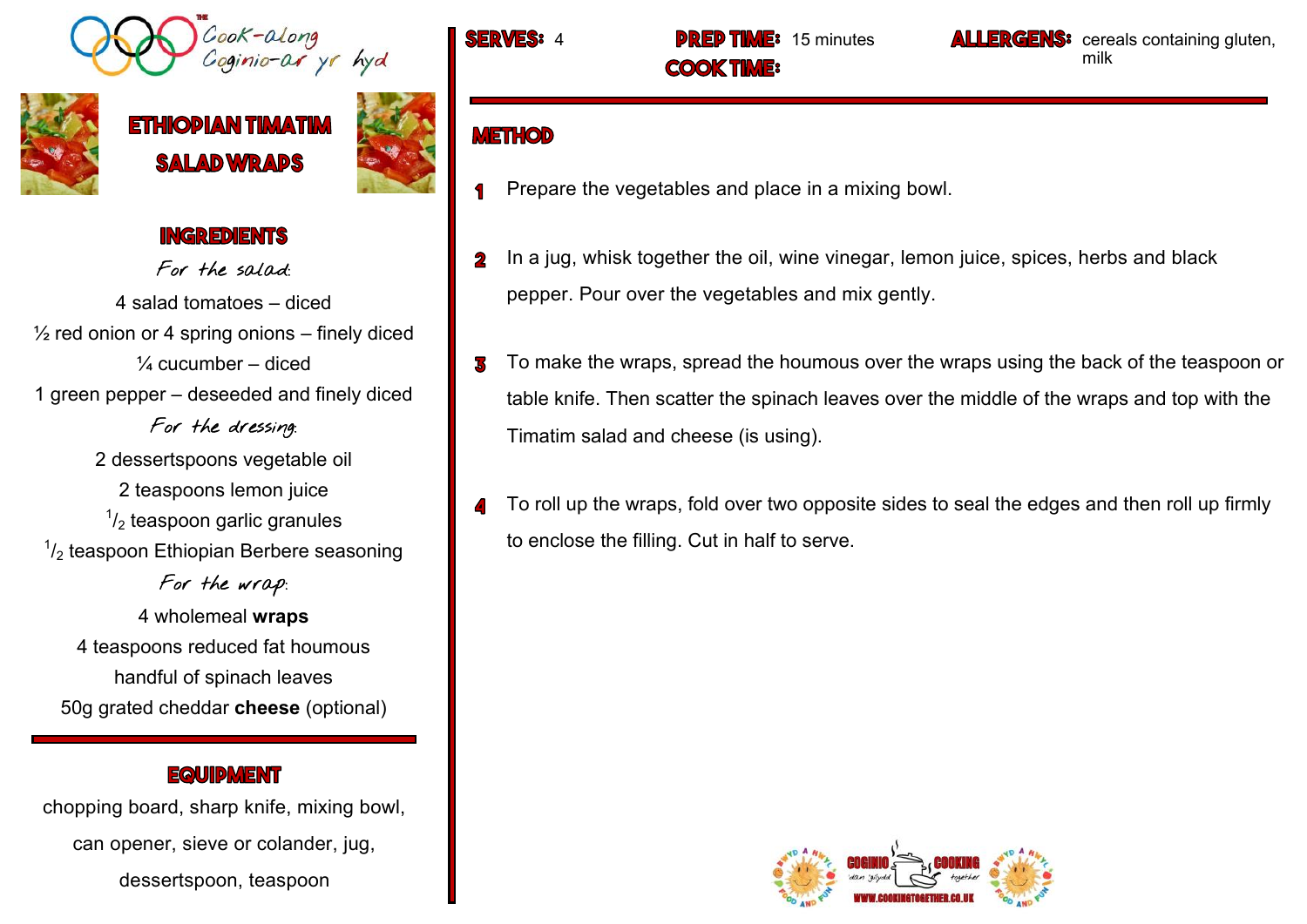The Cook-along
Coginio-ar yr hyd

# ETHIOPIAN TIMATIM SALAD WRAPS

**SERVES:** 4

**PREP TIME:** 15 minutes

**COOK TIME:**

**ALLERGENS:** cereals containing gluten, milk

## INGREDIENTS

*For the salad:*

4 salad tomatoes – diced
½ red onion or 4 spring onions – finely diced
¼ cucumber – diced
1 green pepper – deseeded and finely diced

*For the dressing:*

2 dessertspoons vegetable oil
2 teaspoons lemon juice
½ teaspoon garlic granules
½ teaspoon Ethiopian Berbere seasoning

*For the wrap:*

4 wholemeal **wraps**
4 teaspoons reduced fat houmous
handful of spinach leaves
50g grated cheddar **cheese** (optional)

## EQUIPMENT

chopping board, sharp knife, mixing bowl, can opener, sieve or colander, jug, dessertspoon, teaspoon

## METHOD

1. Prepare the vegetables and place in a mixing bowl.
2. In a jug, whisk together the oil, wine vinegar, lemon juice, spices, herbs and black pepper. Pour over the vegetables and mix gently.
3. To make the wraps, spread the houmous over the wraps using the back of the teaspoon or table knife. Then scatter the spinach leaves over the middle of the wraps and top with the Timatim salad and cheese (is using).
4. To roll up the wraps, fold over two opposite sides to seal the edges and then roll up firmly to enclose the filling. Cut in half to serve.

COGINIO COOKING
WWW.COOKINGTOGETHER.CO.UK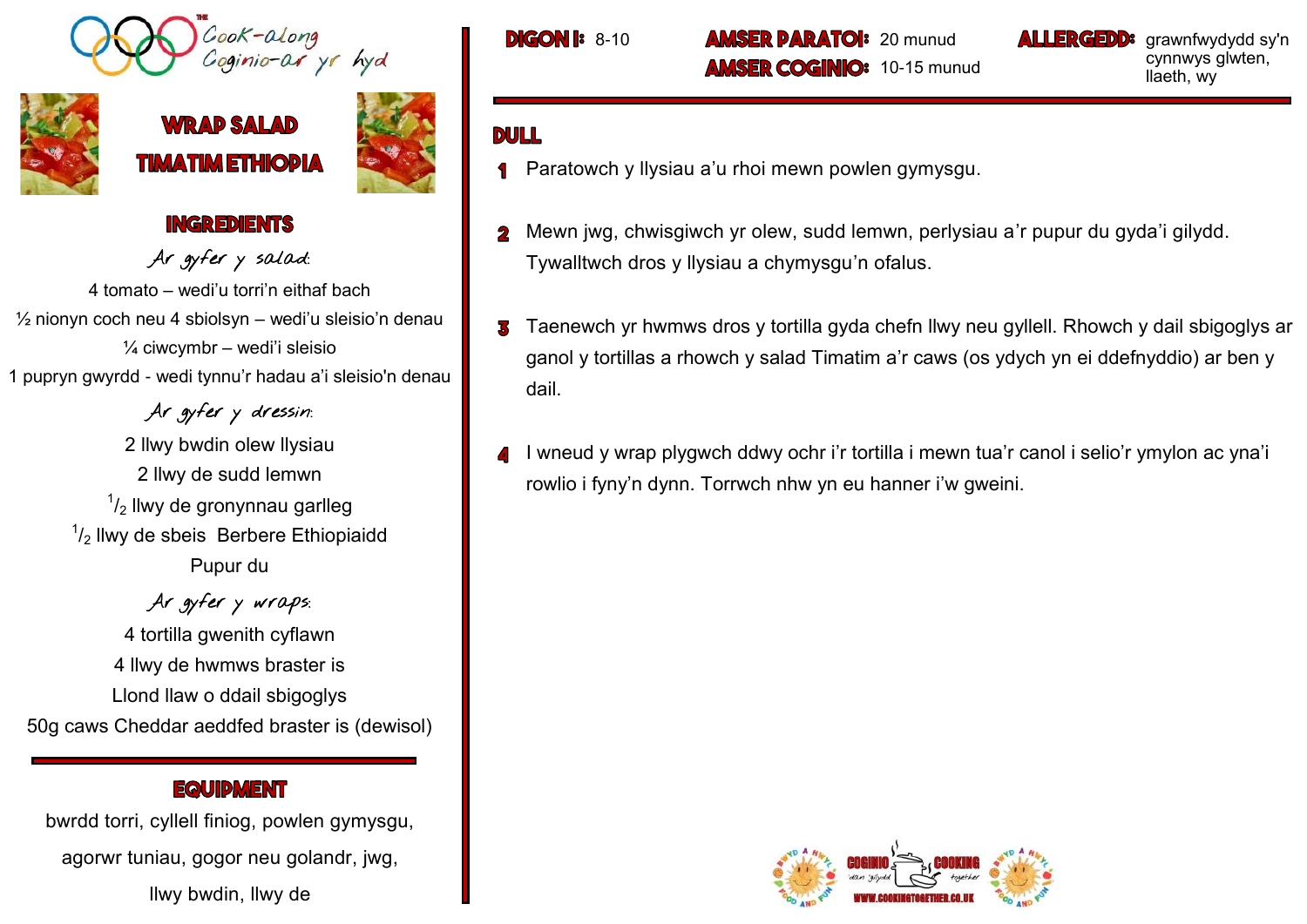THE Cook-along
Coginio-ar yr hyd

# WRAP SALAD TIMATIM ETHIOPIA

## INGREDIENTS

*Ar gyfer y salad:*

4 tomato – wedi'u torri'n eithaf bach
½ nionyn coch neu 4 sbiolsyn – wedi'u sleisio'n denau
¼ ciwcymbr – wedi'i sleisio
1 pupryn gwyrdd - wedi tynnu'r hadau a'i sleisio'n denau

*Ar gyfer y dressin:*

2 llwy bwdin olew llysiau
2 llwy de sudd lemwn
½ llwy de gronynnau garlleg
½ llwy de sbeis Berbere Ethiopiaidd
Pupur du

*Ar gyfer y wraps:*

4 tortilla gwenith cyflawn
4 llwy de hwmws braster is
Llond llaw o ddail sbigoglys
50g caws Cheddar aeddfed braster is (dewisol)

## EQUIPMENT

bwrdd torri, cyllell finiog, powlen gymysgu, agorwr tuniau, gogor neu golandr, jwg, llwy bwdin, llwy de

**DIGON I:** 8-10

**AMSER PARATOI:** 20 munud

**AMSER COGINIO:** 10-15 munud

**ALLERGEDD:** grawnfwydydd sy'n cynnwys glwten, llaeth, wy

## DULL

1. Paratowch y llysiau a'u rhoi mewn powlen gymysgu.
2. Mewn jwg, chwisgiwch yr olew, sudd lemwn, perlysiau a'r pupur du gyda'i gilydd. Tywalltwch dros y llysiau a chymysgu'n ofalus.
3. Taenewch yr hwmws dros y tortilla gyda chefn llwy neu gyllell. Rhowch y dail sbigoglys ar ganol y tortillas a rhowch y salad Timatim a'r caws (os ydych yn ei ddefnyddio) ar ben y dail.
4. I wneud y wrap plygwch ddwy ochr i'r tortilla i mewn tua'r canol i selio'r ymylon ac yna'i rowlio i fyny'n dynn. Torrwch nhw yn eu hanner i'w gweini.

BWYD A HWYL FOOD AND FUN
COGINIO gyda'n gilydd COOKING together
WWW.COOKINGTOGETHER.CO.UK